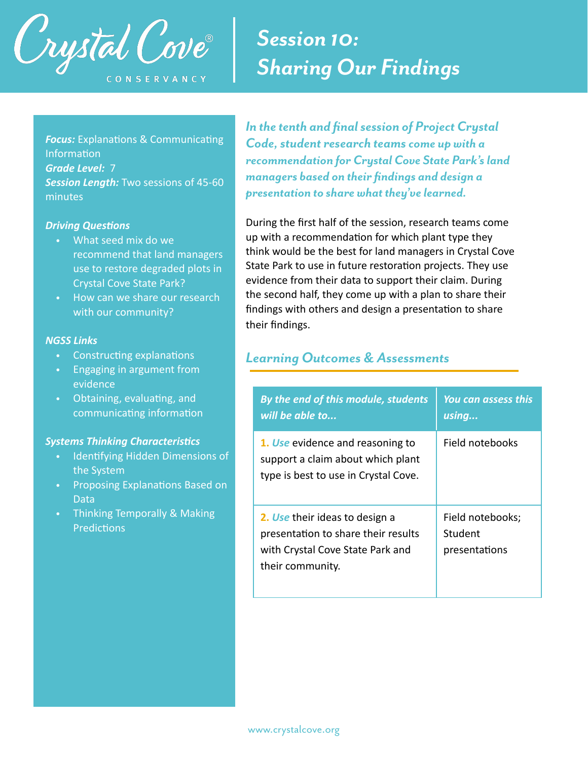Crystal Cove® CONSERVANCY

# Session 10: Sharing Our Findings

***Focus:*** Explanations & Communicating Information
***Grade Level:*** 7
***Session Length:*** Two sessions of 45-60 minutes

***Driving Questions***

- What seed mix do we recommend that land managers use to restore degraded plots in Crystal Cove State Park?
- How can we share our research with our community?

***NGSS Links***

- Constructing explanations
- Engaging in argument from evidence
- Obtaining, evaluating, and communicating information

***Systems Thinking Characteristics***

- Identifying Hidden Dimensions of the System
- Proposing Explanations Based on Data
- Thinking Temporally & Making Predictions

***In the tenth and final session of Project Crystal Code, student research teams come up with a recommendation for Crystal Cove State Park's land managers based on their findings and design a presentation to share what they've learned.***

During the first half of the session, research teams come up with a recommendation for which plant type they think would be the best for land managers in Crystal Cove State Park to use in future restoration projects. They use evidence from their data to support their claim. During the second half, they come up with a plan to share their findings with others and design a presentation to share their findings.

## Learning Outcomes & Assessments

| *By the end of this module, students will be able to...* | *You can assess this using...* |
|---|---|
| **1.** *Use* evidence and reasoning to support a claim about which plant type is best to use in Crystal Cove. | Field notebooks |
| **2.** *Use* their ideas to design a presentation to share their results with Crystal Cove State Park and their community. | Field notebooks; Student presentations |

www.crystalcove.org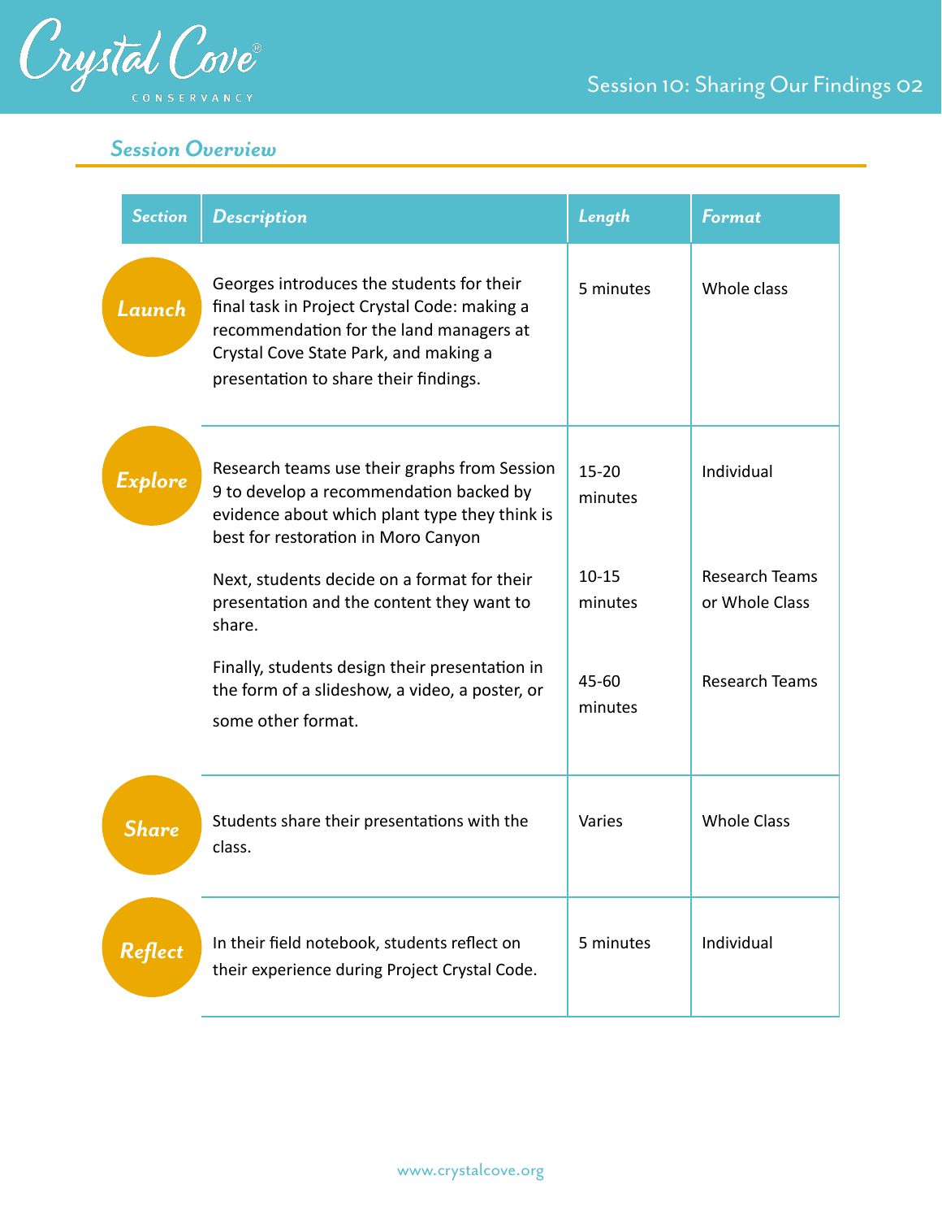## Session Overview

| Section | Description | Length | Format |
|---|---|---|---|
| Launch | Georges introduces the students for their final task in Project Crystal Code: making a recommendation for the land managers at Crystal Cove State Park, and making a presentation to share their findings. | 5 minutes | Whole class |
| Explore | Research teams use their graphs from Session 9 to develop a recommendation backed by evidence about which plant type they think is best for restoration in Moro Canyon | 15-20 minutes | Individual |
| | Next, students decide on a format for their presentation and the content they want to share. | 10-15 minutes | Research Teams or Whole Class |
| | Finally, students design their presentation in the form of a slideshow, a video, a poster, or some other format. | 45-60 minutes | Research Teams |
| Share | Students share their presentations with the class. | Varies | Whole Class |
| Reflect | In their field notebook, students reflect on their experience during Project Crystal Code. | 5 minutes | Individual |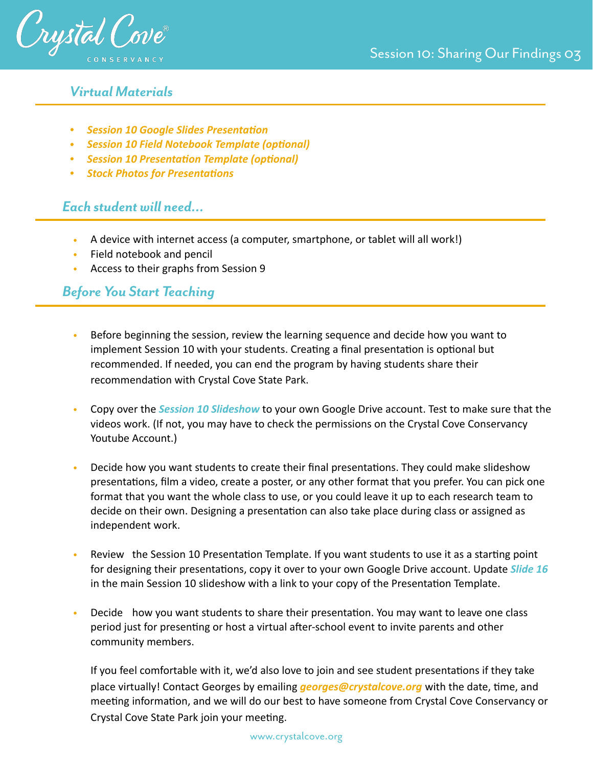## *Virtual Materials*

- ***Session 10 Google Slides Presentation***
- ***Session 10 Field Notebook Template (optional)***
- ***Session 10 Presentation Template (optional)***
- ***Stock Photos for Presentations***

## *Each student will need...*

- A device with internet access (a computer, smartphone, or tablet will all work!)
- Field notebook and pencil
- Access to their graphs from Session 9

## *Before You Start Teaching*

- Before beginning the session, review the learning sequence and decide how you want to implement Session 10 with your students. Creating a final presentation is optional but recommended. If needed, you can end the program by having students share their recommendation with Crystal Cove State Park.

- Copy over the ***Session 10 Slideshow*** to your own Google Drive account. Test to make sure that the videos work. (If not, you may have to check the permissions on the Crystal Cove Conservancy Youtube Account.)

- Decide how you want students to create their final presentations. They could make slideshow presentations, film a video, create a poster, or any other format that you prefer. You can pick one format that you want the whole class to use, or you could leave it up to each research team to decide on their own. Designing a presentation can also take place during class or assigned as independent work.

- Review the Session 10 Presentation Template. If you want students to use it as a starting point for designing their presentations, copy it over to your own Google Drive account. Update ***Slide 16*** in the main Session 10 slideshow with a link to your copy of the Presentation Template.

- Decide how you want students to share their presentation. You may want to leave one class period just for presenting or host a virtual after-school event to invite parents and other community members.

  If you feel comfortable with it, we'd also love to join and see student presentations if they take place virtually! Contact Georges by emailing ***georges@crystalcove.org*** with the date, time, and meeting information, and we will do our best to have someone from Crystal Cove Conservancy or Crystal Cove State Park join your meeting.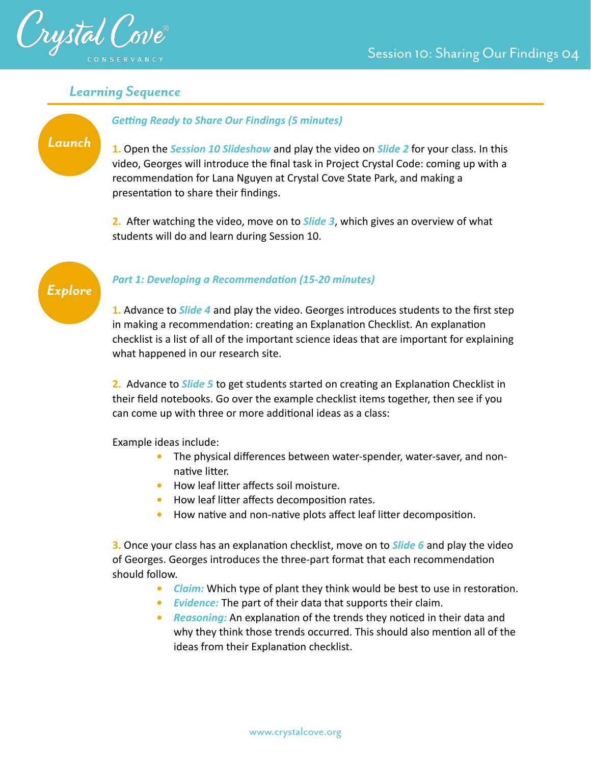## *Learning Sequence*

**Launch**

### *Getting Ready to Share Our Findings (5 minutes)*

**1.** Open the ***Session 10 Slideshow*** and play the video on ***Slide 2*** for your class. In this video, Georges will introduce the final task in Project Crystal Code: coming up with a recommendation for Lana Nguyen at Crystal Cove State Park, and making a presentation to share their findings.

**2.** After watching the video, move on to ***Slide 3***, which gives an overview of what students will do and learn during Session 10.

**Explore**

### *Part 1: Developing a Recommendation (15-20 minutes)*

**1.** Advance to ***Slide 4*** and play the video. Georges introduces students to the first step in making a recommendation: creating an Explanation Checklist. An explanation checklist is a list of all of the important science ideas that are important for explaining what happened in our research site.

**2.** Advance to ***Slide 5*** to get students started on creating an Explanation Checklist in their field notebooks. Go over the example checklist items together, then see if you can come up with three or more additional ideas as a class:

Example ideas include:

- The physical differences between water-spender, water-saver, and non-native litter.
- How leaf litter affects soil moisture.
- How leaf litter affects decomposition rates.
- How native and non-native plots affect leaf litter decomposition.

**3.** Once your class has an explanation checklist, move on to ***Slide 6*** and play the video of Georges. Georges introduces the three-part format that each recommendation should follow.

- ***Claim:*** Which type of plant they think would be best to use in restoration.
- ***Evidence:*** The part of their data that supports their claim.
- ***Reasoning:*** An explanation of the trends they noticed in their data and why they think those trends occurred. This should also mention all of the ideas from their Explanation checklist.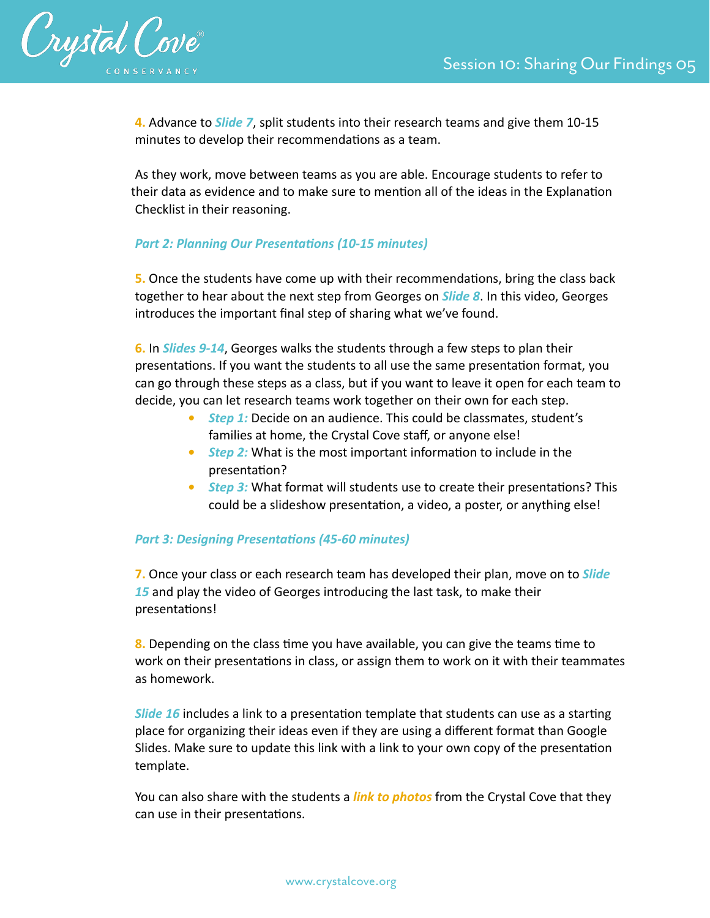**4.** Advance to ***Slide 7***, split students into their research teams and give them 10-15 minutes to develop their recommendations as a team.

As they work, move between teams as you are able. Encourage students to refer to their data as evidence and to make sure to mention all of the ideas in the Explanation Checklist in their reasoning.

***Part 2: Planning Our Presentations (10-15 minutes)***

**5.** Once the students have come up with their recommendations, bring the class back together to hear about the next step from Georges on ***Slide 8***. In this video, Georges introduces the important final step of sharing what we've found.

**6.** In ***Slides 9-14***, Georges walks the students through a few steps to plan their presentations. If you want the students to all use the same presentation format, you can go through these steps as a class, but if you want to leave it open for each team to decide, you can let research teams work together on their own for each step.

- ***Step 1:*** Decide on an audience. This could be classmates, student's families at home, the Crystal Cove staff, or anyone else!
- ***Step 2:*** What is the most important information to include in the presentation?
- ***Step 3:*** What format will students use to create their presentations? This could be a slideshow presentation, a video, a poster, or anything else!

***Part 3: Designing Presentations (45-60 minutes)***

**7.** Once your class or each research team has developed their plan, move on to ***Slide 15*** and play the video of Georges introducing the last task, to make their presentations!

**8.** Depending on the class time you have available, you can give the teams time to work on their presentations in class, or assign them to work on it with their teammates as homework.

***Slide 16*** includes a link to a presentation template that students can use as a starting place for organizing their ideas even if they are using a different format than Google Slides. Make sure to update this link with a link to your own copy of the presentation template.

You can also share with the students a ***link to photos*** from the Crystal Cove that they can use in their presentations.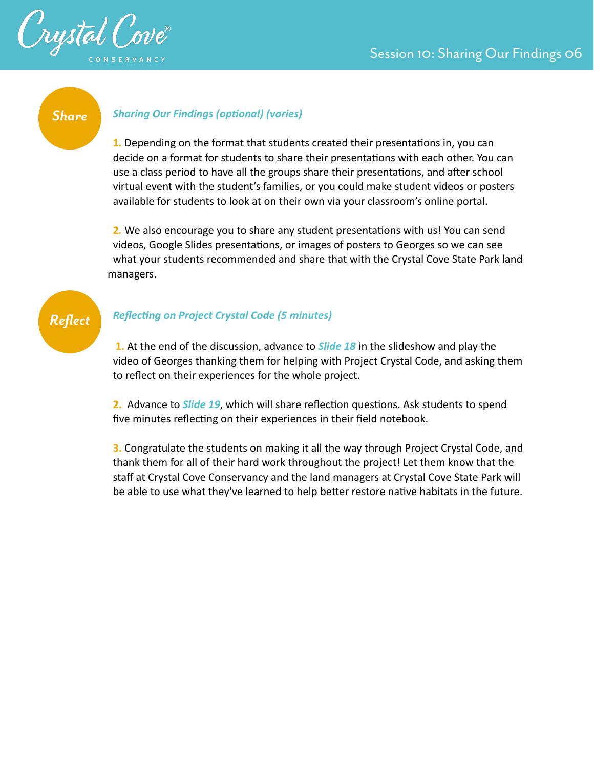## Share

***Sharing Our Findings (optional) (varies)***

**1.** Depending on the format that students created their presentations in, you can decide on a format for students to share their presentations with each other. You can use a class period to have all the groups share their presentations, and after school virtual event with the student's families, or you could make student videos or posters available for students to look at on their own via your classroom's online portal.

**2.** We also encourage you to share any student presentations with us! You can send videos, Google Slides presentations, or images of posters to Georges so we can see what your students recommended and share that with the Crystal Cove State Park land managers.

## Reflect

***Reflecting on Project Crystal Code (5 minutes)***

**1.** At the end of the discussion, advance to ***Slide 18*** in the slideshow and play the video of Georges thanking them for helping with Project Crystal Code, and asking them to reflect on their experiences for the whole project.

**2.** Advance to ***Slide 19***, which will share reflection questions. Ask students to spend five minutes reflecting on their experiences in their field notebook.

**3.** Congratulate the students on making it all the way through Project Crystal Code, and thank them for all of their hard work throughout the project! Let them know that the staff at Crystal Cove Conservancy and the land managers at Crystal Cove State Park will be able to use what they've learned to help better restore native habitats in the future.